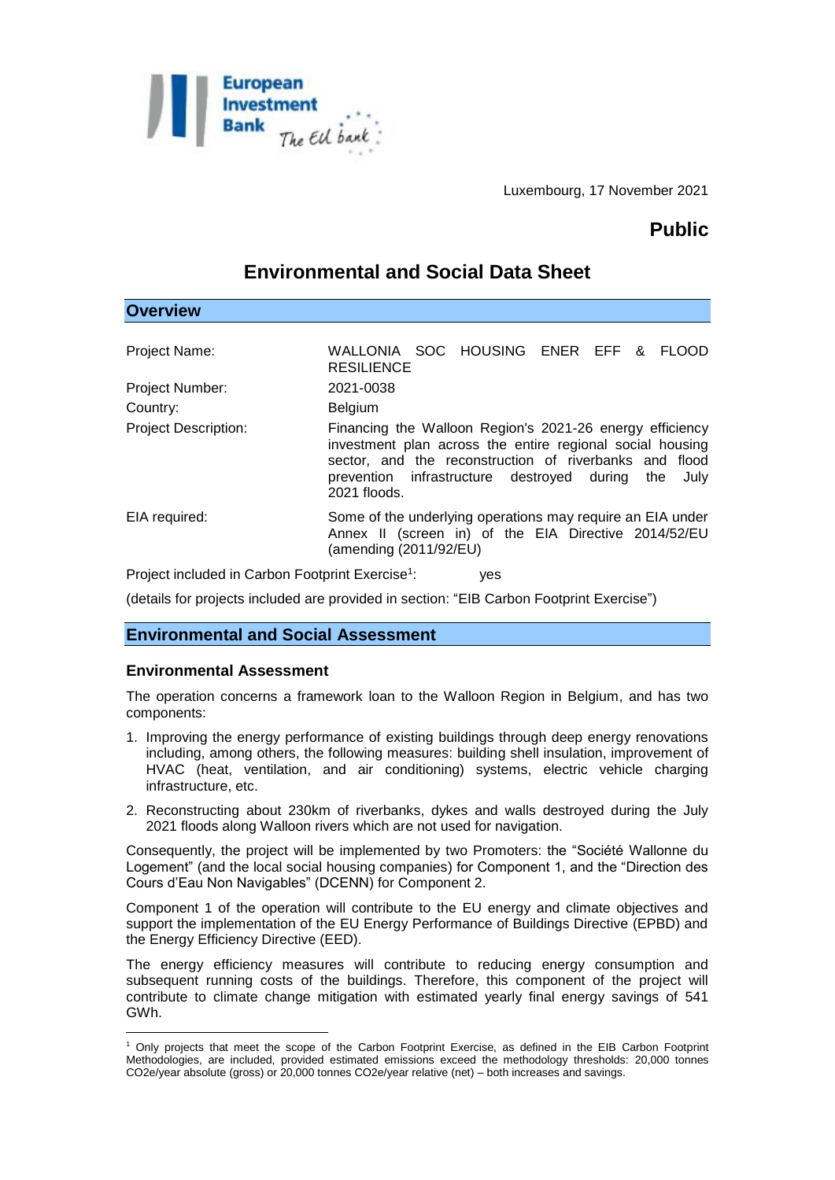Luxembourg, 17 November 2021

**Public**

# Environmental and Social Data Sheet

## Overview

| | |
|---|---|
| Project Name: | WALLONIA SOC HOUSING ENER EFF & FLOOD RESILIENCE |
| Project Number: | 2021-0038 |
| Country: | Belgium |
| Project Description: | Financing the Walloon Region's 2021-26 energy efficiency investment plan across the entire regional social housing sector, and the reconstruction of riverbanks and flood prevention infrastructure destroyed during the July 2021 floods. |
| EIA required: | Some of the underlying operations may require an EIA under Annex II (screen in) of the EIA Directive 2014/52/EU (amending (2011/92/EU) |

Project included in Carbon Footprint Exercise[1]: yes

(details for projects included are provided in section: "EIB Carbon Footprint Exercise")

## Environmental and Social Assessment

### Environmental Assessment

The operation concerns a framework loan to the Walloon Region in Belgium, and has two components:

1. Improving the energy performance of existing buildings through deep energy renovations including, among others, the following measures: building shell insulation, improvement of HVAC (heat, ventilation, and air conditioning) systems, electric vehicle charging infrastructure, etc.
2. Reconstructing about 230km of riverbanks, dykes and walls destroyed during the July 2021 floods along Walloon rivers which are not used for navigation.

Consequently, the project will be implemented by two Promoters: the "Société Wallonne du Logement" (and the local social housing companies) for Component 1, and the "Direction des Cours d'Eau Non Navigables" (DCENN) for Component 2.

Component 1 of the operation will contribute to the EU energy and climate objectives and support the implementation of the EU Energy Performance of Buildings Directive (EPBD) and the Energy Efficiency Directive (EED).

The energy efficiency measures will contribute to reducing energy consumption and subsequent running costs of the buildings. Therefore, this component of the project will contribute to climate change mitigation with estimated yearly final energy savings of 541 GWh.

---

[1] Only projects that meet the scope of the Carbon Footprint Exercise, as defined in the EIB Carbon Footprint Methodologies, are included, provided estimated emissions exceed the methodology thresholds: 20,000 tonnes CO2e/year absolute (gross) or 20,000 tonnes CO2e/year relative (net) – both increases and savings.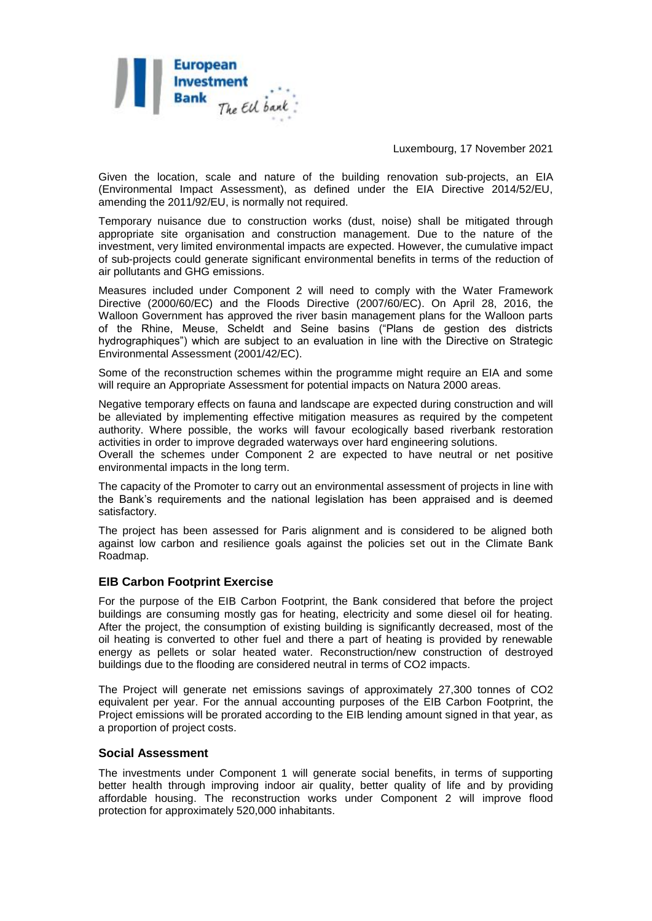Luxembourg, 17 November 2021

Given the location, scale and nature of the building renovation sub-projects, an EIA (Environmental Impact Assessment), as defined under the EIA Directive 2014/52/EU, amending the 2011/92/EU, is normally not required.

Temporary nuisance due to construction works (dust, noise) shall be mitigated through appropriate site organisation and construction management. Due to the nature of the investment, very limited environmental impacts are expected. However, the cumulative impact of sub-projects could generate significant environmental benefits in terms of the reduction of air pollutants and GHG emissions.

Measures included under Component 2 will need to comply with the Water Framework Directive (2000/60/EC) and the Floods Directive (2007/60/EC). On April 28, 2016, the Walloon Government has approved the river basin management plans for the Walloon parts of the Rhine, Meuse, Scheldt and Seine basins ("Plans de gestion des districts hydrographiques") which are subject to an evaluation in line with the Directive on Strategic Environmental Assessment (2001/42/EC).

Some of the reconstruction schemes within the programme might require an EIA and some will require an Appropriate Assessment for potential impacts on Natura 2000 areas.

Negative temporary effects on fauna and landscape are expected during construction and will be alleviated by implementing effective mitigation measures as required by the competent authority. Where possible, the works will favour ecologically based riverbank restoration activities in order to improve degraded waterways over hard engineering solutions.
Overall the schemes under Component 2 are expected to have neutral or net positive environmental impacts in the long term.

The capacity of the Promoter to carry out an environmental assessment of projects in line with the Bank's requirements and the national legislation has been appraised and is deemed satisfactory.

The project has been assessed for Paris alignment and is considered to be aligned both against low carbon and resilience goals against the policies set out in the Climate Bank Roadmap.

## EIB Carbon Footprint Exercise

For the purpose of the EIB Carbon Footprint, the Bank considered that before the project buildings are consuming mostly gas for heating, electricity and some diesel oil for heating. After the project, the consumption of existing building is significantly decreased, most of the oil heating is converted to other fuel and there a part of heating is provided by renewable energy as pellets or solar heated water. Reconstruction/new construction of destroyed buildings due to the flooding are considered neutral in terms of $CO_2$ impacts.

The Project will generate net emissions savings of approximately 27,300 tonnes of $CO_2$ equivalent per year. For the annual accounting purposes of the EIB Carbon Footprint, the Project emissions will be prorated according to the EIB lending amount signed in that year, as a proportion of project costs.

## Social Assessment

The investments under Component 1 will generate social benefits, in terms of supporting better health through improving indoor air quality, better quality of life and by providing affordable housing. The reconstruction works under Component 2 will improve flood protection for approximately 520,000 inhabitants.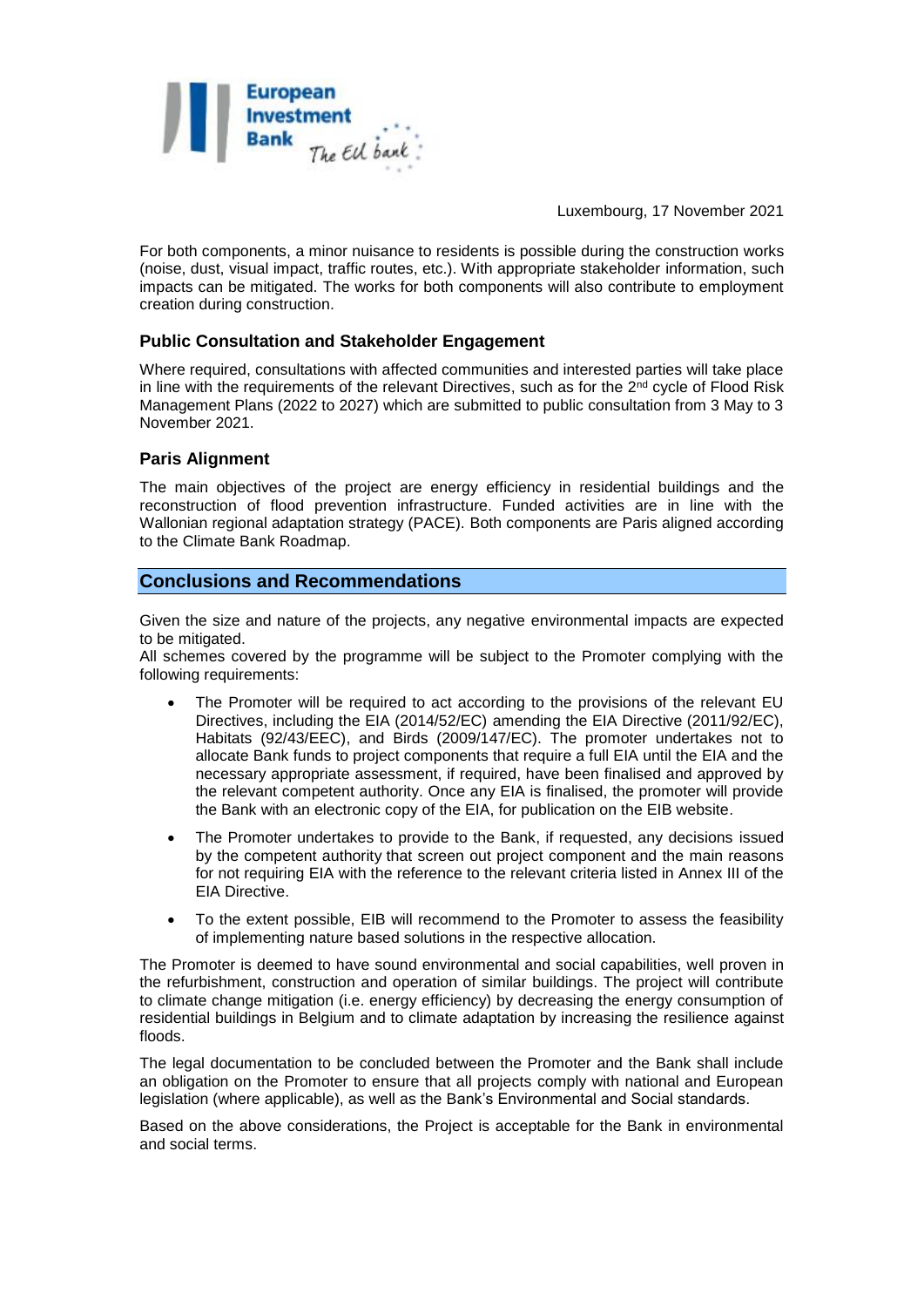Luxembourg, 17 November 2021

For both components, a minor nuisance to residents is possible during the construction works (noise, dust, visual impact, traffic routes, etc.). With appropriate stakeholder information, such impacts can be mitigated. The works for both components will also contribute to employment creation during construction.

### Public Consultation and Stakeholder Engagement

Where required, consultations with affected communities and interested parties will take place in line with the requirements of the relevant Directives, such as for the 2nd cycle of Flood Risk Management Plans (2022 to 2027) which are submitted to public consultation from 3 May to 3 November 2021.

### Paris Alignment

The main objectives of the project are energy efficiency in residential buildings and the reconstruction of flood prevention infrastructure. Funded activities are in line with the Wallonian regional adaptation strategy (PACE). Both components are Paris aligned according to the Climate Bank Roadmap.

## Conclusions and Recommendations

Given the size and nature of the projects, any negative environmental impacts are expected to be mitigated.
All schemes covered by the programme will be subject to the Promoter complying with the following requirements:

- The Promoter will be required to act according to the provisions of the relevant EU Directives, including the EIA (2014/52/EC) amending the EIA Directive (2011/92/EC), Habitats (92/43/EEC), and Birds (2009/147/EC). The promoter undertakes not to allocate Bank funds to project components that require a full EIA until the EIA and the necessary appropriate assessment, if required, have been finalised and approved by the relevant competent authority. Once any EIA is finalised, the promoter will provide the Bank with an electronic copy of the EIA, for publication on the EIB website.
- The Promoter undertakes to provide to the Bank, if requested, any decisions issued by the competent authority that screen out project component and the main reasons for not requiring EIA with the reference to the relevant criteria listed in Annex III of the EIA Directive.
- To the extent possible, EIB will recommend to the Promoter to assess the feasibility of implementing nature based solutions in the respective allocation.

The Promoter is deemed to have sound environmental and social capabilities, well proven in the refurbishment, construction and operation of similar buildings. The project will contribute to climate change mitigation (i.e. energy efficiency) by decreasing the energy consumption of residential buildings in Belgium and to climate adaptation by increasing the resilience against floods.

The legal documentation to be concluded between the Promoter and the Bank shall include an obligation on the Promoter to ensure that all projects comply with national and European legislation (where applicable), as well as the Bank's Environmental and Social standards.

Based on the above considerations, the Project is acceptable for the Bank in environmental and social terms.